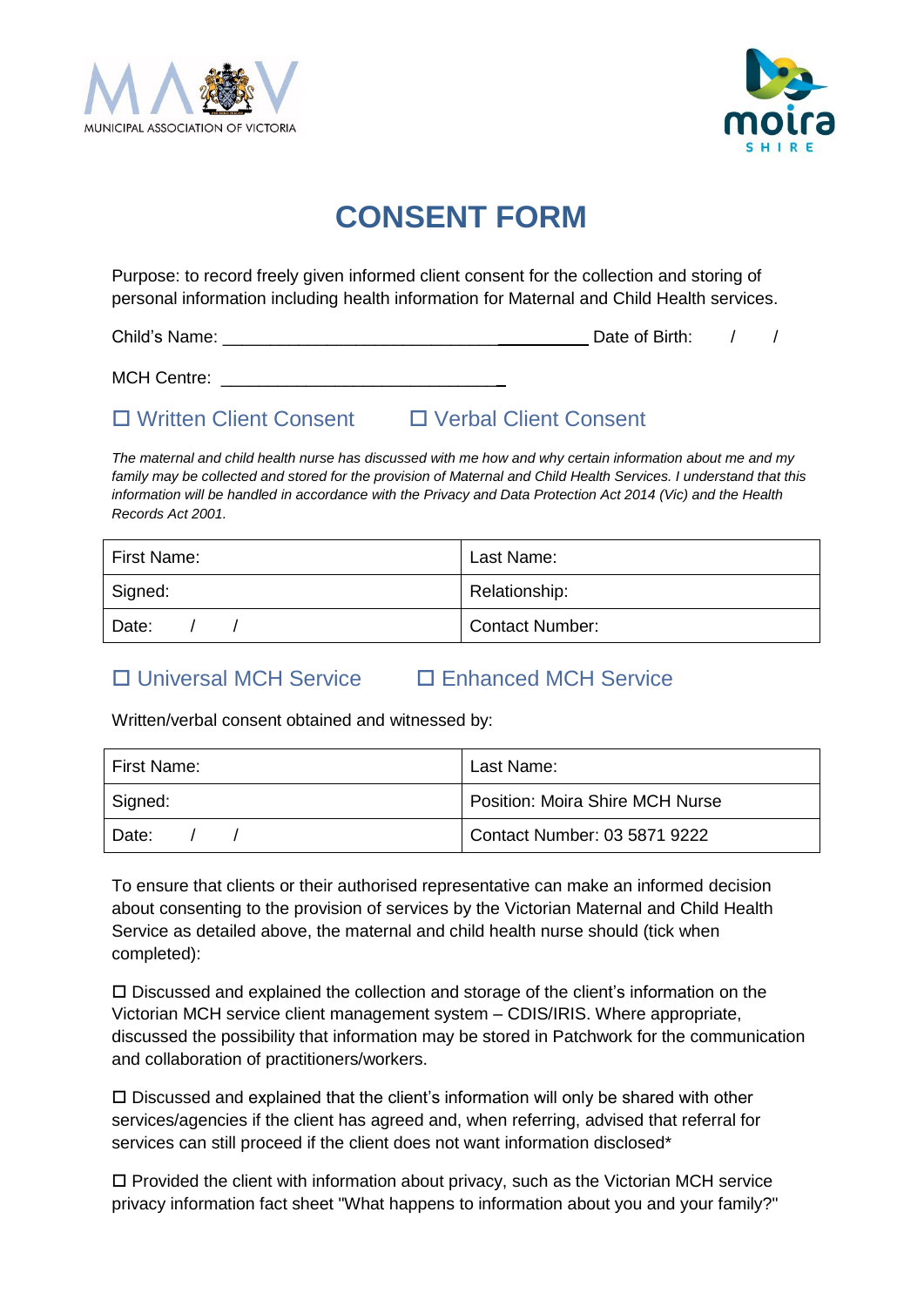MUNICIPAL ASSOCIATION OF VICTORIA

moira SHIRE

# CONSENT FORM

Purpose: to record freely given informed client consent for the collection and storing of personal information including health information for Maternal and Child Health services.

Child's Name: ______________________________________ Date of Birth: / /

MCH Centre: ______________________________

☐ Written Client Consent ☐ Verbal Client Consent

*The maternal and child health nurse has discussed with me how and why certain information about me and my family may be collected and stored for the provision of Maternal and Child Health Services. I understand that this information will be handled in accordance with the Privacy and Data Protection Act 2014 (Vic) and the Health Records Act 2001.*

| | |
|---|---|
| First Name: | Last Name: |
| Signed: | Relationship: |
| Date: / / | Contact Number: |

☐ Universal MCH Service ☐ Enhanced MCH Service

Written/verbal consent obtained and witnessed by:

| | |
|---|---|
| First Name: | Last Name: |
| Signed: | Position: Moira Shire MCH Nurse |
| Date: / / | Contact Number: 03 5871 9222 |

To ensure that clients or their authorised representative can make an informed decision about consenting to the provision of services by the Victorian Maternal and Child Health Service as detailed above, the maternal and child health nurse should (tick when completed):

☐ Discussed and explained the collection and storage of the client's information on the Victorian MCH service client management system – CDIS/IRIS. Where appropriate, discussed the possibility that information may be stored in Patchwork for the communication and collaboration of practitioners/workers.

☐ Discussed and explained that the client's information will only be shared with other services/agencies if the client has agreed and, when referring, advised that referral for services can still proceed if the client does not want information disclosed*

☐ Provided the client with information about privacy, such as the Victorian MCH service privacy information fact sheet "What happens to information about you and your family?"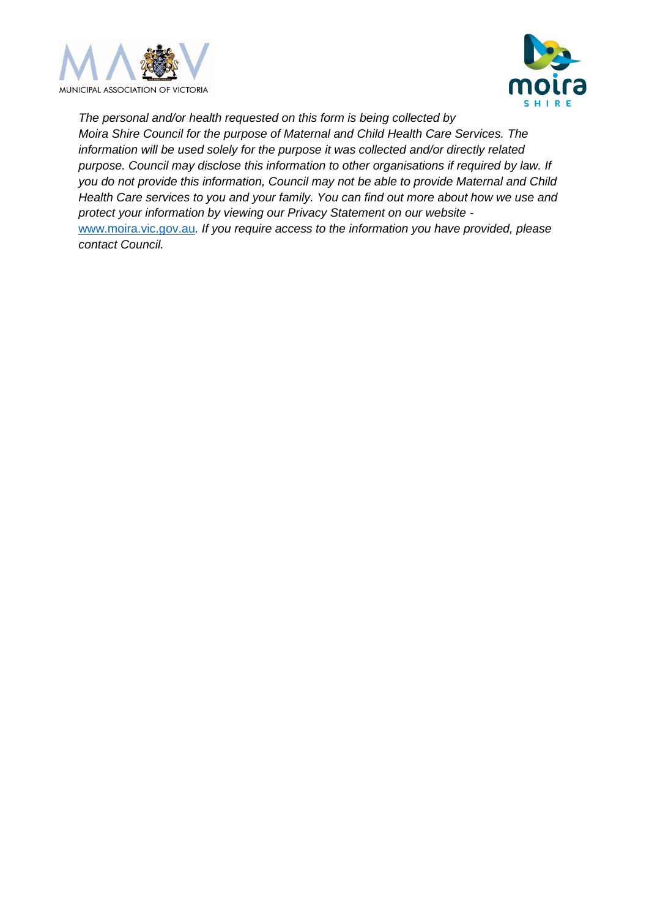*The personal and/or health requested on this form is being collected by Moira Shire Council for the purpose of Maternal and Child Health Care Services. The information will be used solely for the purpose it was collected and/or directly related purpose. Council may disclose this information to other organisations if required by law. If you do not provide this information, Council may not be able to provide Maternal and Child Health Care services to you and your family. You can find out more about how we use and protect your information by viewing our Privacy Statement on our website -* [www.moira.vic.gov.au](http://www.moira.vic.gov.au)*. If you require access to the information you have provided, please contact Council.*